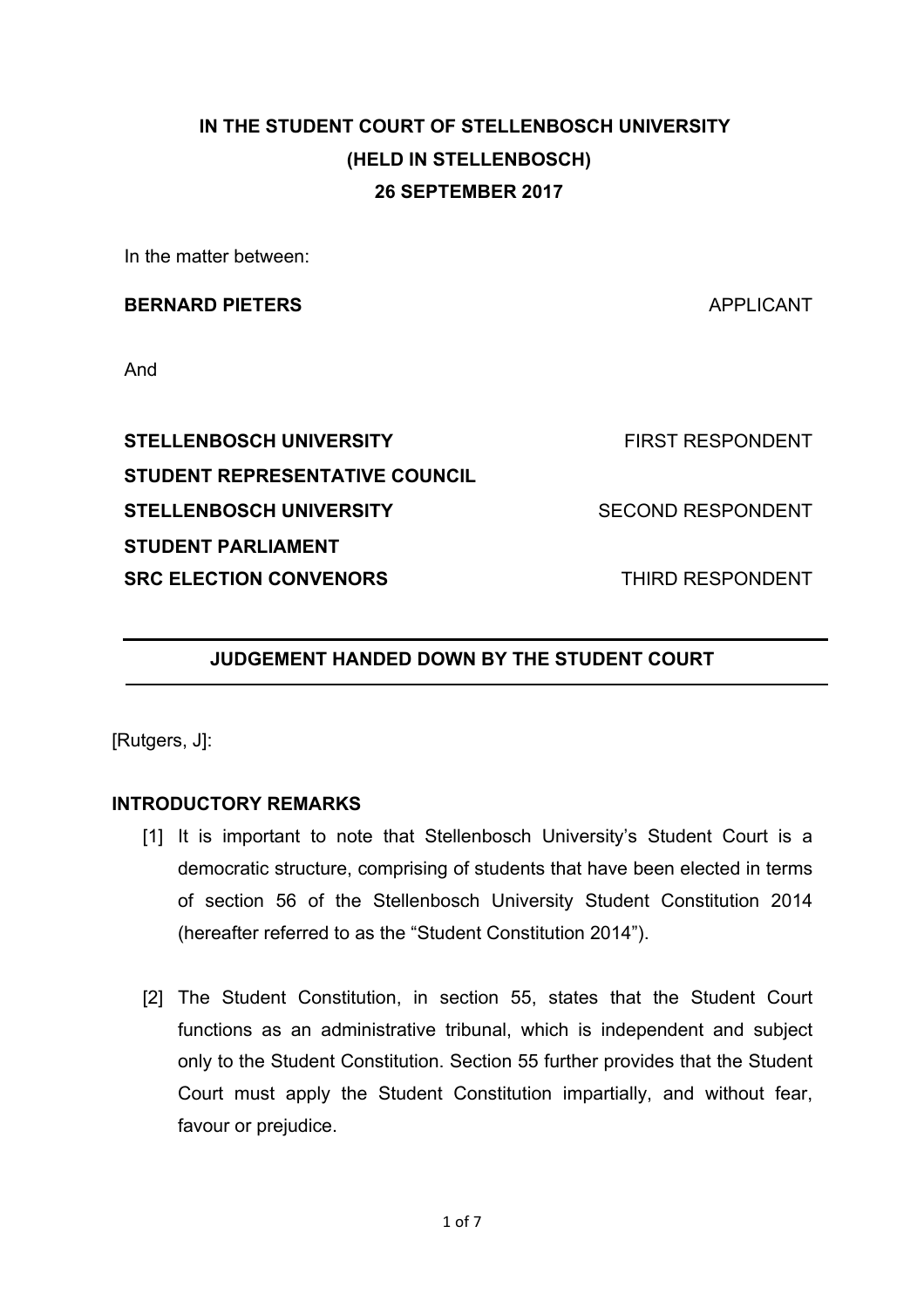**IN THE STUDENT COURT OF STELLENBOSCH UNIVERSITY**

**(HELD IN STELLENBOSCH)**

**26 SEPTEMBER 2017**

In the matter between:

**BERNARD PIETERS** APPLICANT

And

**STELLENBOSCH UNIVERSITY STUDENT REPRESENTATIVE COUNCIL** FIRST RESPONDENT

**STELLENBOSCH UNIVERSITY STUDENT PARLIAMENT** SECOND RESPONDENT

**SRC ELECTION CONVENORS** THIRD RESPONDENT

---

**JUDGEMENT HANDED DOWN BY THE STUDENT COURT**

---

[Rutgers, J]:

**INTRODUCTORY REMARKS**

[1] It is important to note that Stellenbosch University's Student Court is a democratic structure, comprising of students that have been elected in terms of section 56 of the Stellenbosch University Student Constitution 2014 (hereafter referred to as the "Student Constitution 2014").

[2] The Student Constitution, in section 55, states that the Student Court functions as an administrative tribunal, which is independent and subject only to the Student Constitution. Section 55 further provides that the Student Court must apply the Student Constitution impartially, and without fear, favour or prejudice.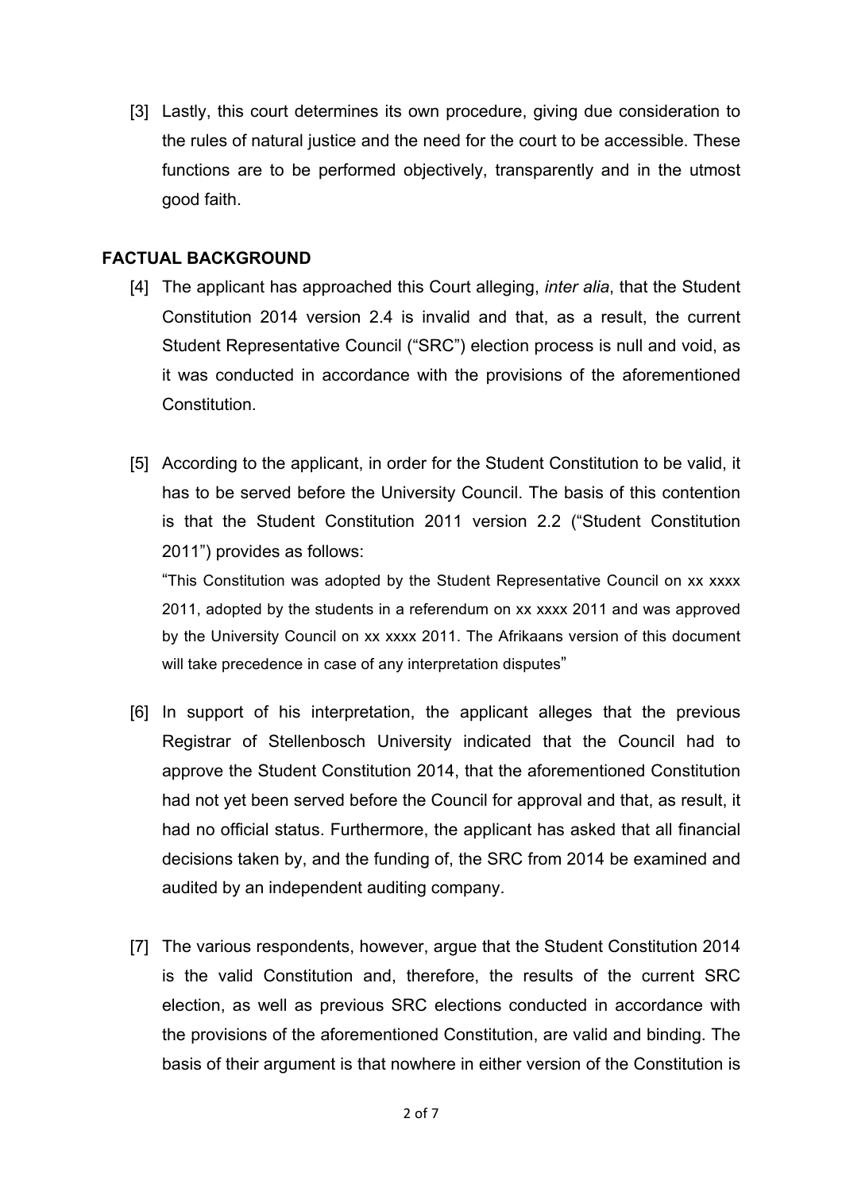[3] Lastly, this court determines its own procedure, giving due consideration to the rules of natural justice and the need for the court to be accessible. These functions are to be performed objectively, transparently and in the utmost good faith.

## FACTUAL BACKGROUND

[4] The applicant has approached this Court alleging, *inter alia*, that the Student Constitution 2014 version 2.4 is invalid and that, as a result, the current Student Representative Council ("SRC") election process is null and void, as it was conducted in accordance with the provisions of the aforementioned Constitution.

[5] According to the applicant, in order for the Student Constitution to be valid, it has to be served before the University Council. The basis of this contention is that the Student Constitution 2011 version 2.2 ("Student Constitution 2011") provides as follows:

"This Constitution was adopted by the Student Representative Council on xx xxxx 2011, adopted by the students in a referendum on xx xxxx 2011 and was approved by the University Council on xx xxxx 2011. The Afrikaans version of this document will take precedence in case of any interpretation disputes"

[6] In support of his interpretation, the applicant alleges that the previous Registrar of Stellenbosch University indicated that the Council had to approve the Student Constitution 2014, that the aforementioned Constitution had not yet been served before the Council for approval and that, as result, it had no official status. Furthermore, the applicant has asked that all financial decisions taken by, and the funding of, the SRC from 2014 be examined and audited by an independent auditing company.

[7] The various respondents, however, argue that the Student Constitution 2014 is the valid Constitution and, therefore, the results of the current SRC election, as well as previous SRC elections conducted in accordance with the provisions of the aforementioned Constitution, are valid and binding. The basis of their argument is that nowhere in either version of the Constitution is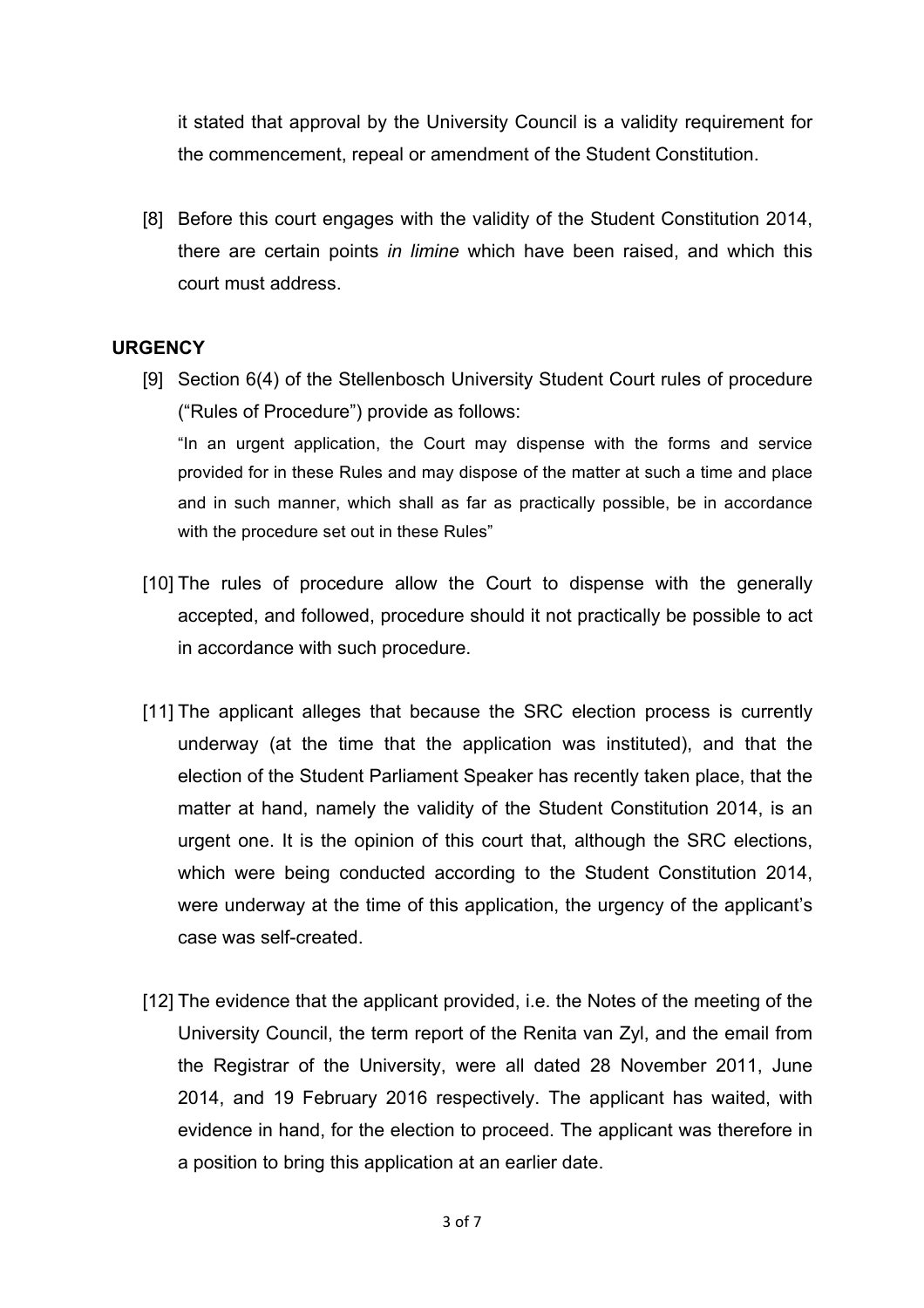it stated that approval by the University Council is a validity requirement for the commencement, repeal or amendment of the Student Constitution.

[8] Before this court engages with the validity of the Student Constitution 2014, there are certain points *in limine* which have been raised, and which this court must address.

## URGENCY

[9] Section 6(4) of the Stellenbosch University Student Court rules of procedure ("Rules of Procedure") provide as follows:

"In an urgent application, the Court may dispense with the forms and service provided for in these Rules and may dispose of the matter at such a time and place and in such manner, which shall as far as practically possible, be in accordance with the procedure set out in these Rules"

[10] The rules of procedure allow the Court to dispense with the generally accepted, and followed, procedure should it not practically be possible to act in accordance with such procedure.

[11] The applicant alleges that because the SRC election process is currently underway (at the time that the application was instituted), and that the election of the Student Parliament Speaker has recently taken place, that the matter at hand, namely the validity of the Student Constitution 2014, is an urgent one. It is the opinion of this court that, although the SRC elections, which were being conducted according to the Student Constitution 2014, were underway at the time of this application, the urgency of the applicant's case was self-created.

[12] The evidence that the applicant provided, i.e. the Notes of the meeting of the University Council, the term report of the Renita van Zyl, and the email from the Registrar of the University, were all dated 28 November 2011, June 2014, and 19 February 2016 respectively. The applicant has waited, with evidence in hand, for the election to proceed. The applicant was therefore in a position to bring this application at an earlier date.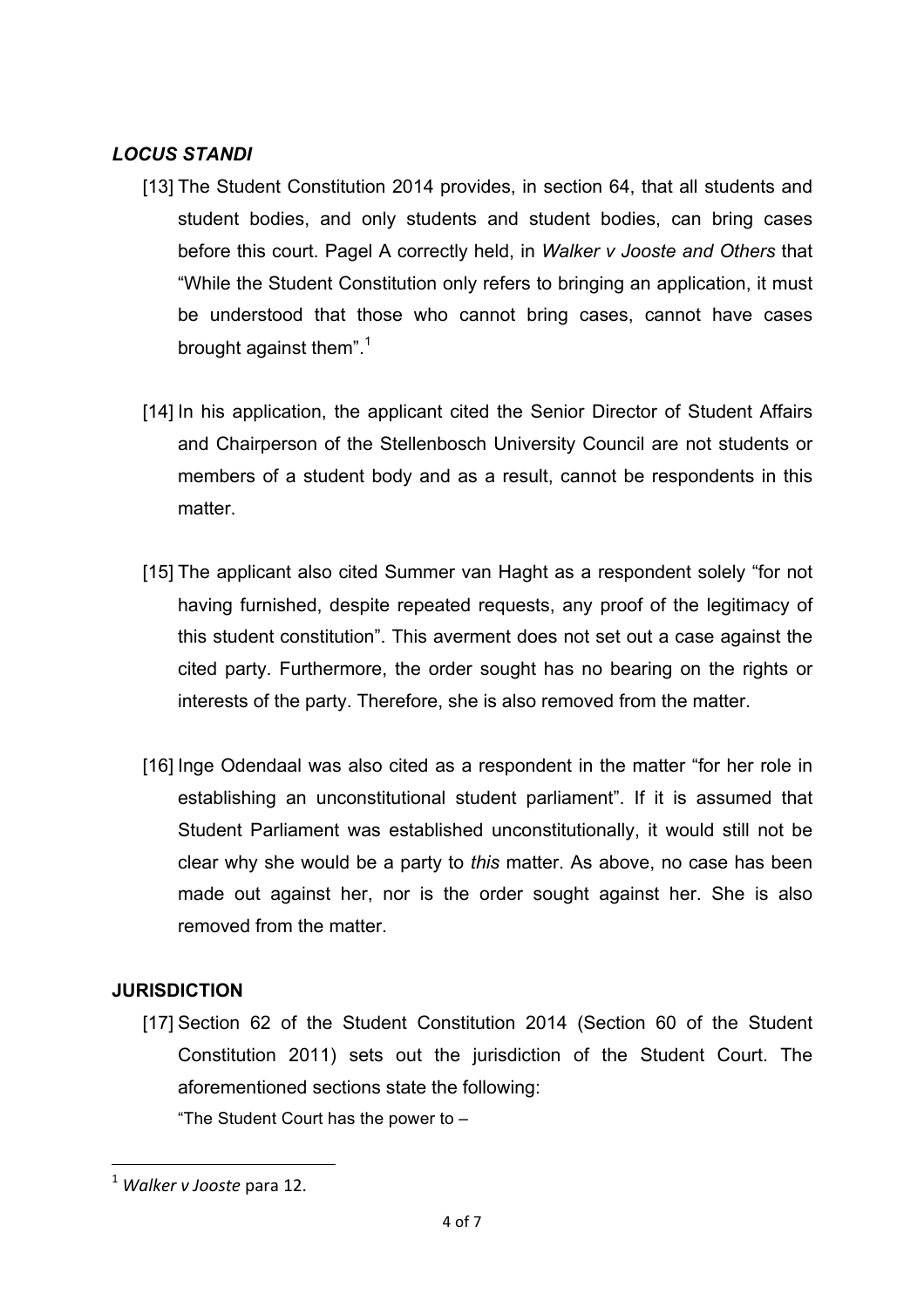### ***LOCUS STANDI***

[13] The Student Constitution 2014 provides, in section 64, that all students and student bodies, and only students and student bodies, can bring cases before this court. Pagel A correctly held, in *Walker v Jooste and Others* that "While the Student Constitution only refers to bringing an application, it must be understood that those who cannot bring cases, cannot have cases brought against them".[1]

[14] In his application, the applicant cited the Senior Director of Student Affairs and Chairperson of the Stellenbosch University Council are not students or members of a student body and as a result, cannot be respondents in this matter.

[15] The applicant also cited Summer van Haght as a respondent solely "for not having furnished, despite repeated requests, any proof of the legitimacy of this student constitution". This averment does not set out a case against the cited party. Furthermore, the order sought has no bearing on the rights or interests of the party. Therefore, she is also removed from the matter.

[16] Inge Odendaal was also cited as a respondent in the matter "for her role in establishing an unconstitutional student parliament". If it is assumed that Student Parliament was established unconstitutionally, it would still not be clear why she would be a party to *this* matter. As above, no case has been made out against her, nor is the order sought against her. She is also removed from the matter.

### **JURISDICTION**

[17] Section 62 of the Student Constitution 2014 (Section 60 of the Student Constitution 2011) sets out the jurisdiction of the Student Court. The aforementioned sections state the following:

"The Student Court has the power to –

---

[1] *Walker v Jooste* para 12.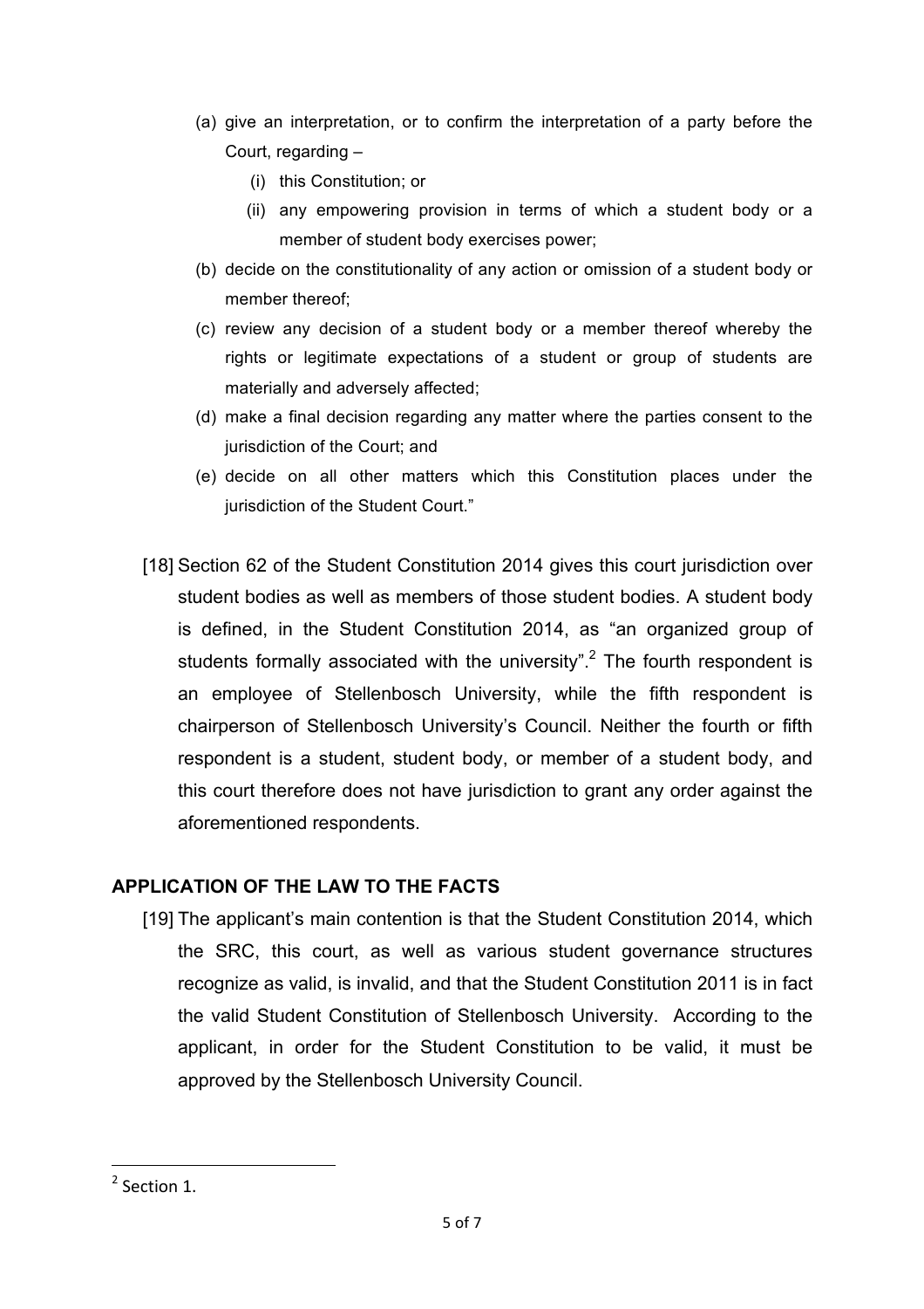(a) give an interpretation, or to confirm the interpretation of a party before the Court, regarding –

    (i) this Constitution; or

    (ii) any empowering provision in terms of which a student body or a member of student body exercises power;

(b) decide on the constitutionality of any action or omission of a student body or member thereof;

(c) review any decision of a student body or a member thereof whereby the rights or legitimate expectations of a student or group of students are materially and adversely affected;

(d) make a final decision regarding any matter where the parties consent to the jurisdiction of the Court; and

(e) decide on all other matters which this Constitution places under the jurisdiction of the Student Court."

[18] Section 62 of the Student Constitution 2014 gives this court jurisdiction over student bodies as well as members of those student bodies. A student body is defined, in the Student Constitution 2014, as "an organized group of students formally associated with the university".[2] The fourth respondent is an employee of Stellenbosch University, while the fifth respondent is chairperson of Stellenbosch University's Council. Neither the fourth or fifth respondent is a student, student body, or member of a student body, and this court therefore does not have jurisdiction to grant any order against the aforementioned respondents.

## APPLICATION OF THE LAW TO THE FACTS

[19] The applicant's main contention is that the Student Constitution 2014, which the SRC, this court, as well as various student governance structures recognize as valid, is invalid, and that the Student Constitution 2011 is in fact the valid Student Constitution of Stellenbosch University. According to the applicant, in order for the Student Constitution to be valid, it must be approved by the Stellenbosch University Council.

---

[2] Section 1.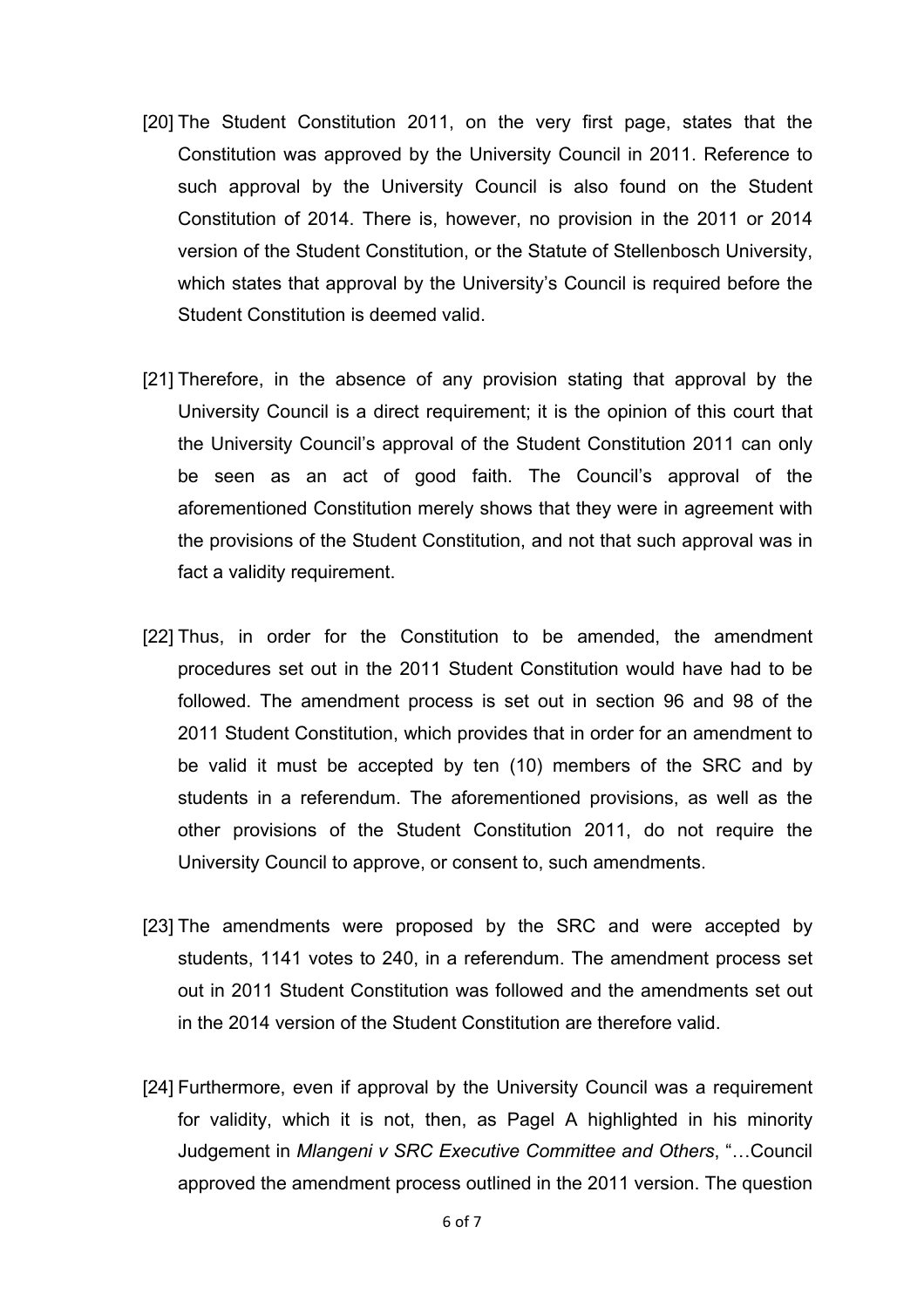[20] The Student Constitution 2011, on the very first page, states that the Constitution was approved by the University Council in 2011. Reference to such approval by the University Council is also found on the Student Constitution of 2014. There is, however, no provision in the 2011 or 2014 version of the Student Constitution, or the Statute of Stellenbosch University, which states that approval by the University's Council is required before the Student Constitution is deemed valid.

[21] Therefore, in the absence of any provision stating that approval by the University Council is a direct requirement; it is the opinion of this court that the University Council's approval of the Student Constitution 2011 can only be seen as an act of good faith. The Council's approval of the aforementioned Constitution merely shows that they were in agreement with the provisions of the Student Constitution, and not that such approval was in fact a validity requirement.

[22] Thus, in order for the Constitution to be amended, the amendment procedures set out in the 2011 Student Constitution would have had to be followed. The amendment process is set out in section 96 and 98 of the 2011 Student Constitution, which provides that in order for an amendment to be valid it must be accepted by ten (10) members of the SRC and by students in a referendum. The aforementioned provisions, as well as the other provisions of the Student Constitution 2011, do not require the University Council to approve, or consent to, such amendments.

[23] The amendments were proposed by the SRC and were accepted by students, 1141 votes to 240, in a referendum. The amendment process set out in 2011 Student Constitution was followed and the amendments set out in the 2014 version of the Student Constitution are therefore valid.

[24] Furthermore, even if approval by the University Council was a requirement for validity, which it is not, then, as Pagel A highlighted in his minority Judgement in *Mlangeni v SRC Executive Committee and Others*, "…Council approved the amendment process outlined in the 2011 version. The question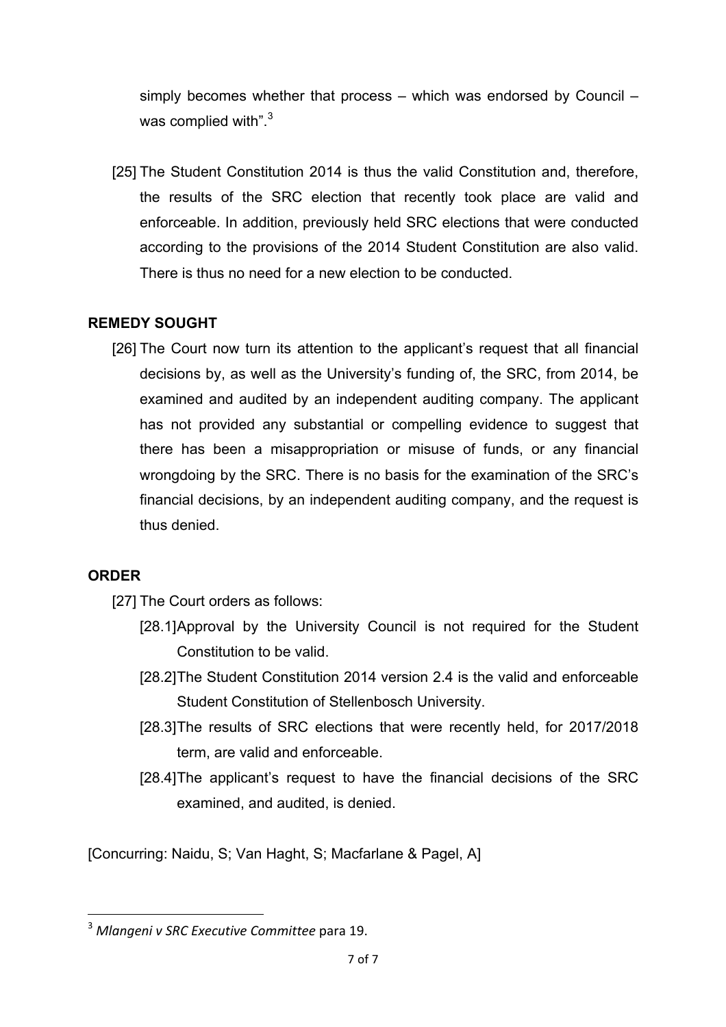simply becomes whether that process – which was endorsed by Council – was complied with".[3]

[25] The Student Constitution 2014 is thus the valid Constitution and, therefore, the results of the SRC election that recently took place are valid and enforceable. In addition, previously held SRC elections that were conducted according to the provisions of the 2014 Student Constitution are also valid. There is thus no need for a new election to be conducted.

## REMEDY SOUGHT

[26] The Court now turn its attention to the applicant's request that all financial decisions by, as well as the University's funding of, the SRC, from 2014, be examined and audited by an independent auditing company. The applicant has not provided any substantial or compelling evidence to suggest that there has been a misappropriation or misuse of funds, or any financial wrongdoing by the SRC. There is no basis for the examination of the SRC's financial decisions, by an independent auditing company, and the request is thus denied.

## ORDER

[27] The Court orders as follows:

[28.1] Approval by the University Council is not required for the Student Constitution to be valid.

[28.2] The Student Constitution 2014 version 2.4 is the valid and enforceable Student Constitution of Stellenbosch University.

[28.3] The results of SRC elections that were recently held, for 2017/2018 term, are valid and enforceable.

[28.4] The applicant's request to have the financial decisions of the SRC examined, and audited, is denied.

[Concurring: Naidu, S; Van Haght, S; Macfarlane & Pagel, A]

---

[3] *Mlangeni v SRC Executive Committee* para 19.